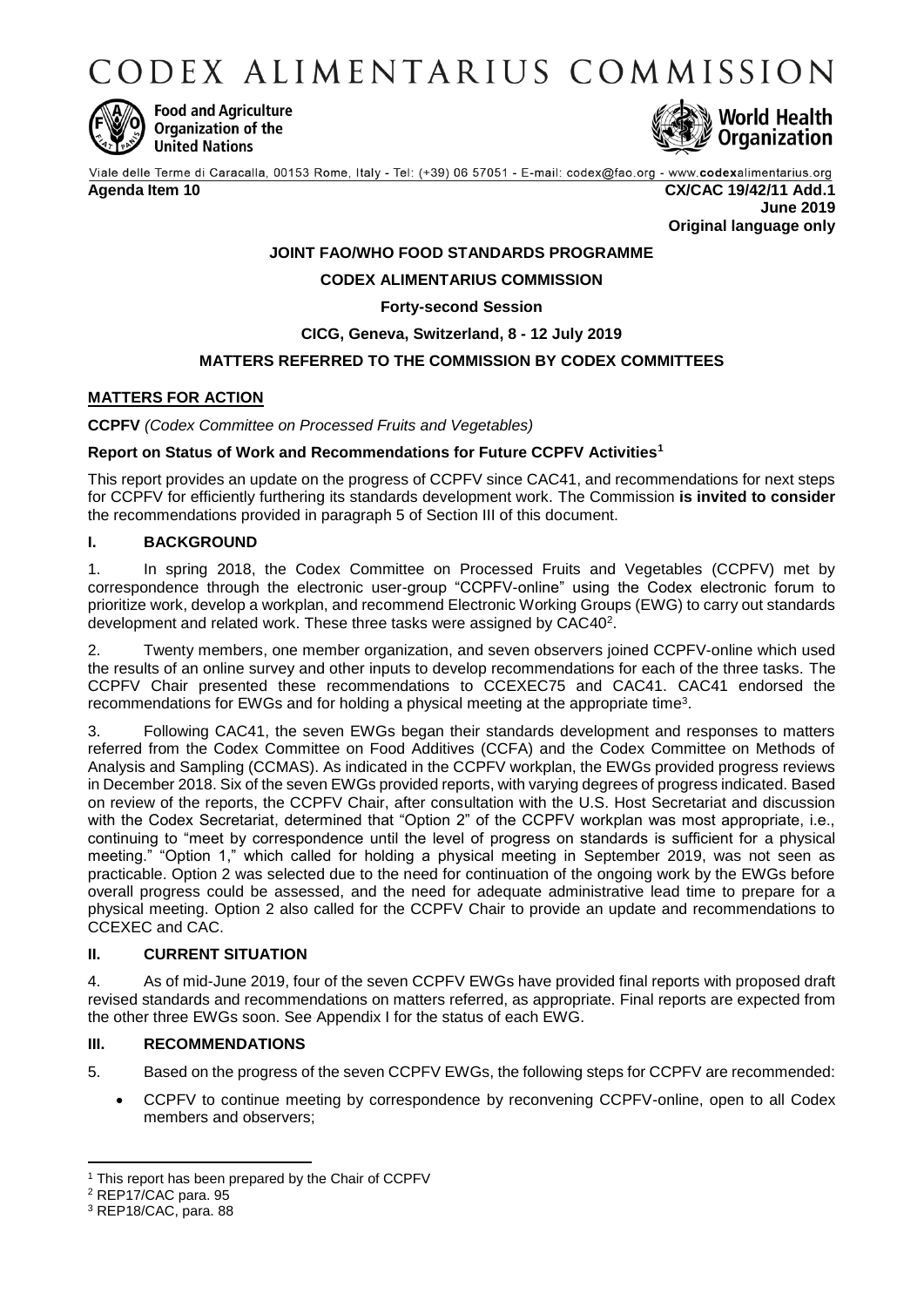# CODEX ALIMENTARIUS COMMISSION

Food and Agriculture Organization of the United Nations

World Health Organization

Viale delle Terme di Caracalla, 00153 Rome, Italy - Tel: (+39) 06 57051 - E-mail: codex@fao.org - www.codexalimentarius.org

**Agenda Item 10** **CX/CAC 19/42/11 Add.1**
**June 2019**
**Original language only**

**JOINT FAO/WHO FOOD STANDARDS PROGRAMME**

**CODEX ALIMENTARIUS COMMISSION**

**Forty-second Session**

**CICG, Geneva, Switzerland, 8 - 12 July 2019**

**MATTERS REFERRED TO THE COMMISSION BY CODEX COMMITTEES**

**MATTERS FOR ACTION**

**CCPFV** *(Codex Committee on Processed Fruits and Vegetables)*

**Report on Status of Work and Recommendations for Future CCPFV Activities**[1]

This report provides an update on the progress of CCPFV since CAC41, and recommendations for next steps for CCPFV for efficiently furthering its standards development work. The Commission **is invited to consider** the recommendations provided in paragraph 5 of Section III of this document.

## I. BACKGROUND

1. In spring 2018, the Codex Committee on Processed Fruits and Vegetables (CCPFV) met by correspondence through the electronic user-group "CCPFV-online" using the Codex electronic forum to prioritize work, develop a workplan, and recommend Electronic Working Groups (EWG) to carry out standards development and related work. These three tasks were assigned by CAC40[2].

2. Twenty members, one member organization, and seven observers joined CCPFV-online which used the results of an online survey and other inputs to develop recommendations for each of the three tasks. The CCPFV Chair presented these recommendations to CCEXEC75 and CAC41. CAC41 endorsed the recommendations for EWGs and for holding a physical meeting at the appropriate time[3].

3. Following CAC41, the seven EWGs began their standards development and responses to matters referred from the Codex Committee on Food Additives (CCFA) and the Codex Committee on Methods of Analysis and Sampling (CCMAS). As indicated in the CCPFV workplan, the EWGs provided progress reviews in December 2018. Six of the seven EWGs provided reports, with varying degrees of progress indicated. Based on review of the reports, the CCPFV Chair, after consultation with the U.S. Host Secretariat and discussion with the Codex Secretariat, determined that "Option 2" of the CCPFV workplan was most appropriate, i.e., continuing to "meet by correspondence until the level of progress on standards is sufficient for a physical meeting." "Option 1," which called for holding a physical meeting in September 2019, was not seen as practicable. Option 2 was selected due to the need for continuation of the ongoing work by the EWGs before overall progress could be assessed, and the need for adequate administrative lead time to prepare for a physical meeting. Option 2 also called for the CCPFV Chair to provide an update and recommendations to CCEXEC and CAC.

## II. CURRENT SITUATION

4. As of mid-June 2019, four of the seven CCPFV EWGs have provided final reports with proposed draft revised standards and recommendations on matters referred, as appropriate. Final reports are expected from the other three EWGs soon. See Appendix I for the status of each EWG.

## III. RECOMMENDATIONS

5. Based on the progress of the seven CCPFV EWGs, the following steps for CCPFV are recommended:

- CCPFV to continue meeting by correspondence by reconvening CCPFV-online, open to all Codex members and observers;

---

[1] This report has been prepared by the Chair of CCPFV

[2] REP17/CAC para. 95

[3] REP18/CAC, para. 88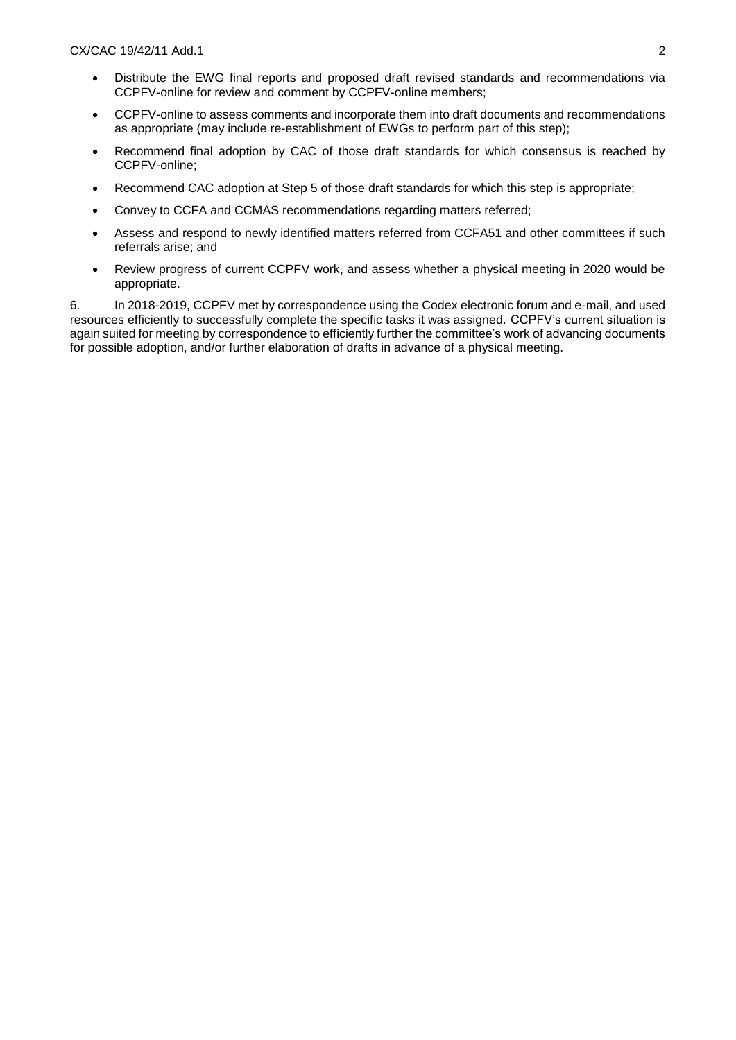- Distribute the EWG final reports and proposed draft revised standards and recommendations via CCPFV-online for review and comment by CCPFV-online members;
- CCPFV-online to assess comments and incorporate them into draft documents and recommendations as appropriate (may include re-establishment of EWGs to perform part of this step);
- Recommend final adoption by CAC of those draft standards for which consensus is reached by CCPFV-online;
- Recommend CAC adoption at Step 5 of those draft standards for which this step is appropriate;
- Convey to CCFA and CCMAS recommendations regarding matters referred;
- Assess and respond to newly identified matters referred from CCFA51 and other committees if such referrals arise; and
- Review progress of current CCPFV work, and assess whether a physical meeting in 2020 would be appropriate.

6. In 2018-2019, CCPFV met by correspondence using the Codex electronic forum and e-mail, and used resources efficiently to successfully complete the specific tasks it was assigned. CCPFV's current situation is again suited for meeting by correspondence to efficiently further the committee's work of advancing documents for possible adoption, and/or further elaboration of drafts in advance of a physical meeting.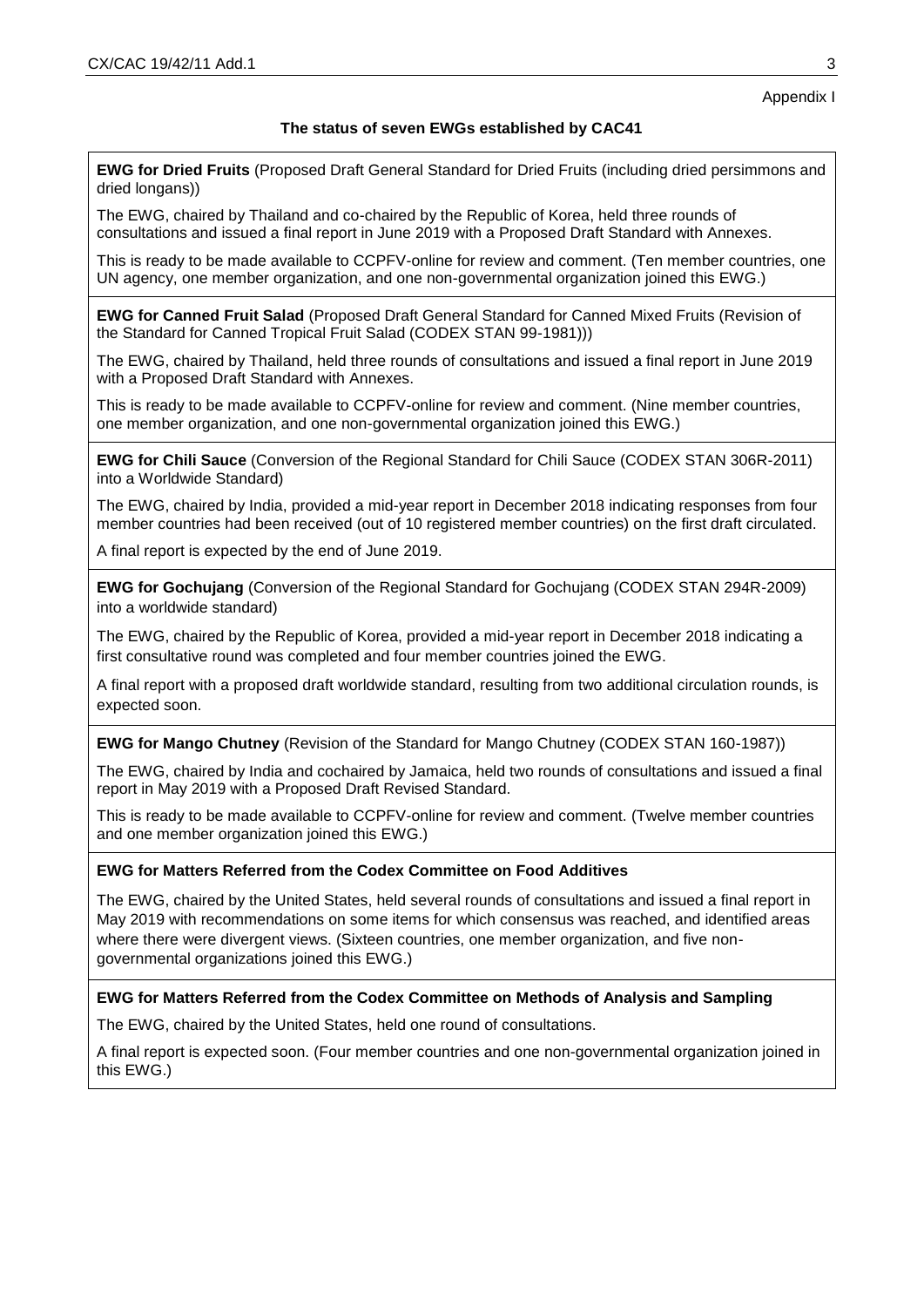Appendix I

## The status of seven EWGs established by CAC41

**EWG for Dried Fruits** (Proposed Draft General Standard for Dried Fruits (including dried persimmons and dried longans))

The EWG, chaired by Thailand and co-chaired by the Republic of Korea, held three rounds of consultations and issued a final report in June 2019 with a Proposed Draft Standard with Annexes.

This is ready to be made available to CCPFV-online for review and comment. (Ten member countries, one UN agency, one member organization, and one non-governmental organization joined this EWG.)

**EWG for Canned Fruit Salad** (Proposed Draft General Standard for Canned Mixed Fruits (Revision of the Standard for Canned Tropical Fruit Salad (CODEX STAN 99-1981)))

The EWG, chaired by Thailand, held three rounds of consultations and issued a final report in June 2019 with a Proposed Draft Standard with Annexes.

This is ready to be made available to CCPFV-online for review and comment. (Nine member countries, one member organization, and one non-governmental organization joined this EWG.)

**EWG for Chili Sauce** (Conversion of the Regional Standard for Chili Sauce (CODEX STAN 306R-2011) into a Worldwide Standard)

The EWG, chaired by India, provided a mid-year report in December 2018 indicating responses from four member countries had been received (out of 10 registered member countries) on the first draft circulated.

A final report is expected by the end of June 2019.

**EWG for Gochujang** (Conversion of the Regional Standard for Gochujang (CODEX STAN 294R-2009) into a worldwide standard)

The EWG, chaired by the Republic of Korea, provided a mid-year report in December 2018 indicating a first consultative round was completed and four member countries joined the EWG.

A final report with a proposed draft worldwide standard, resulting from two additional circulation rounds, is expected soon.

**EWG for Mango Chutney** (Revision of the Standard for Mango Chutney (CODEX STAN 160-1987))

The EWG, chaired by India and cochaired by Jamaica, held two rounds of consultations and issued a final report in May 2019 with a Proposed Draft Revised Standard.

This is ready to be made available to CCPFV-online for review and comment. (Twelve member countries and one member organization joined this EWG.)

**EWG for Matters Referred from the Codex Committee on Food Additives**

The EWG, chaired by the United States, held several rounds of consultations and issued a final report in May 2019 with recommendations on some items for which consensus was reached, and identified areas where there were divergent views. (Sixteen countries, one member organization, and five non-governmental organizations joined this EWG.)

**EWG for Matters Referred from the Codex Committee on Methods of Analysis and Sampling**

The EWG, chaired by the United States, held one round of consultations.

A final report is expected soon. (Four member countries and one non-governmental organization joined in this EWG.)